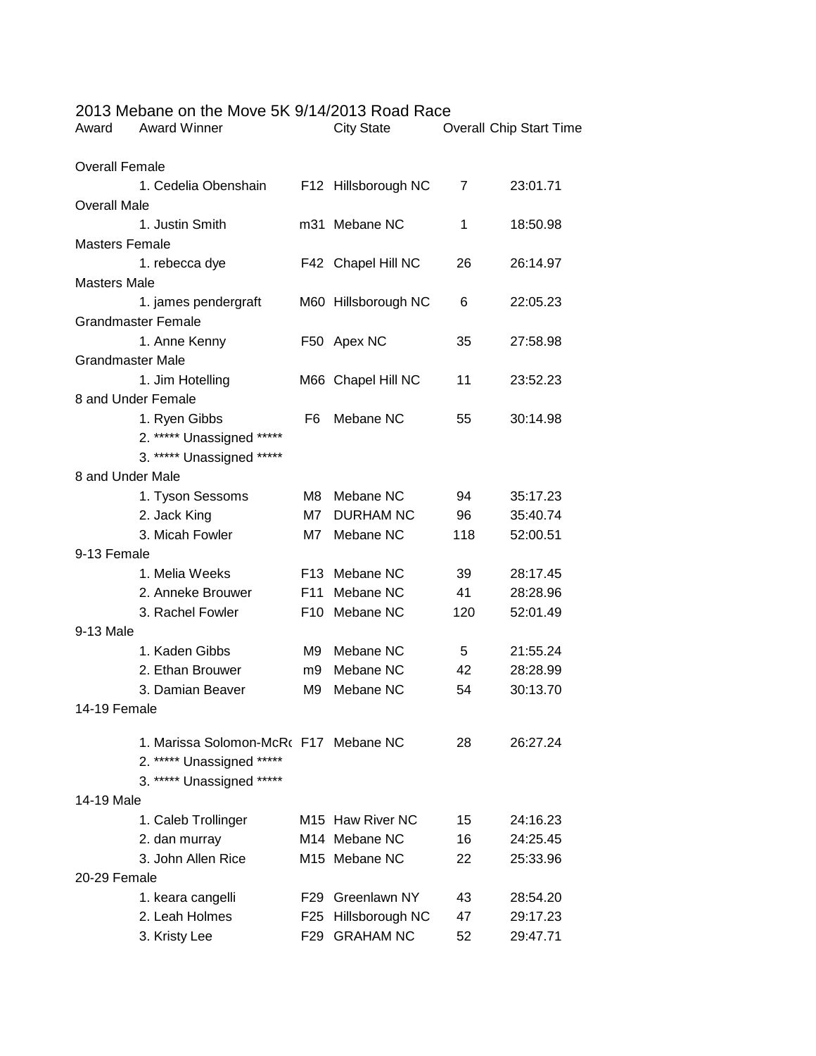# 2013 Mebane on the Move 5K 9/14/2013 Road Race

| Award | Award Winner | | City State | Overall | Chip Start Time |
|---|---|---|---|---|---|
| Overall Female | | | | | |
| | 1. Cedelia Obenshain | F12 | Hillsborough NC | 7 | 23:01.71 |
| Overall Male | | | | | |
| | 1. Justin Smith | m31 | Mebane NC | 1 | 18:50.98 |
| Masters Female | | | | | |
| | 1. rebecca dye | F42 | Chapel Hill NC | 26 | 26:14.97 |
| Masters Male | | | | | |
| | 1. james pendergraft | M60 | Hillsborough NC | 6 | 22:05.23 |
| Grandmaster Female | | | | | |
| | 1. Anne Kenny | F50 | Apex NC | 35 | 27:58.98 |
| Grandmaster Male | | | | | |
| | 1. Jim Hotelling | M66 | Chapel Hill NC | 11 | 23:52.23 |
| 8 and Under Female | | | | | |
| | 1. Ryen Gibbs | F6 | Mebane NC | 55 | 30:14.98 |
| | 2. ***** Unassigned ***** | | | | |
| | 3. ***** Unassigned ***** | | | | |
| 8 and Under Male | | | | | |
| | 1. Tyson Sessoms | M8 | Mebane NC | 94 | 35:17.23 |
| | 2. Jack King | M7 | DURHAM NC | 96 | 35:40.74 |
| | 3. Micah Fowler | M7 | Mebane NC | 118 | 52:00.51 |
| 9-13 Female | | | | | |
| | 1. Melia Weeks | F13 | Mebane NC | 39 | 28:17.45 |
| | 2. Anneke Brouwer | F11 | Mebane NC | 41 | 28:28.96 |
| | 3. Rachel Fowler | F10 | Mebane NC | 120 | 52:01.49 |
| 9-13 Male | | | | | |
| | 1. Kaden Gibbs | M9 | Mebane NC | 5 | 21:55.24 |
| | 2. Ethan Brouwer | m9 | Mebane NC | 42 | 28:28.99 |
| | 3. Damian Beaver | M9 | Mebane NC | 54 | 30:13.70 |
| 14-19 Female | | | | | |
| | 1. Marissa Solomon-McRo | F17 | Mebane NC | 28 | 26:27.24 |
| | 2. ***** Unassigned ***** | | | | |
| | 3. ***** Unassigned ***** | | | | |
| 14-19 Male | | | | | |
| | 1. Caleb Trollinger | M15 | Haw River NC | 15 | 24:16.23 |
| | 2. dan murray | M14 | Mebane NC | 16 | 24:25.45 |
| | 3. John Allen Rice | M15 | Mebane NC | 22 | 25:33.96 |
| 20-29 Female | | | | | |
| | 1. keara cangelli | F29 | Greenlawn NY | 43 | 28:54.20 |
| | 2. Leah Holmes | F25 | Hillsborough NC | 47 | 29:17.23 |
| | 3. Kristy Lee | F29 | GRAHAM NC | 52 | 29:47.71 |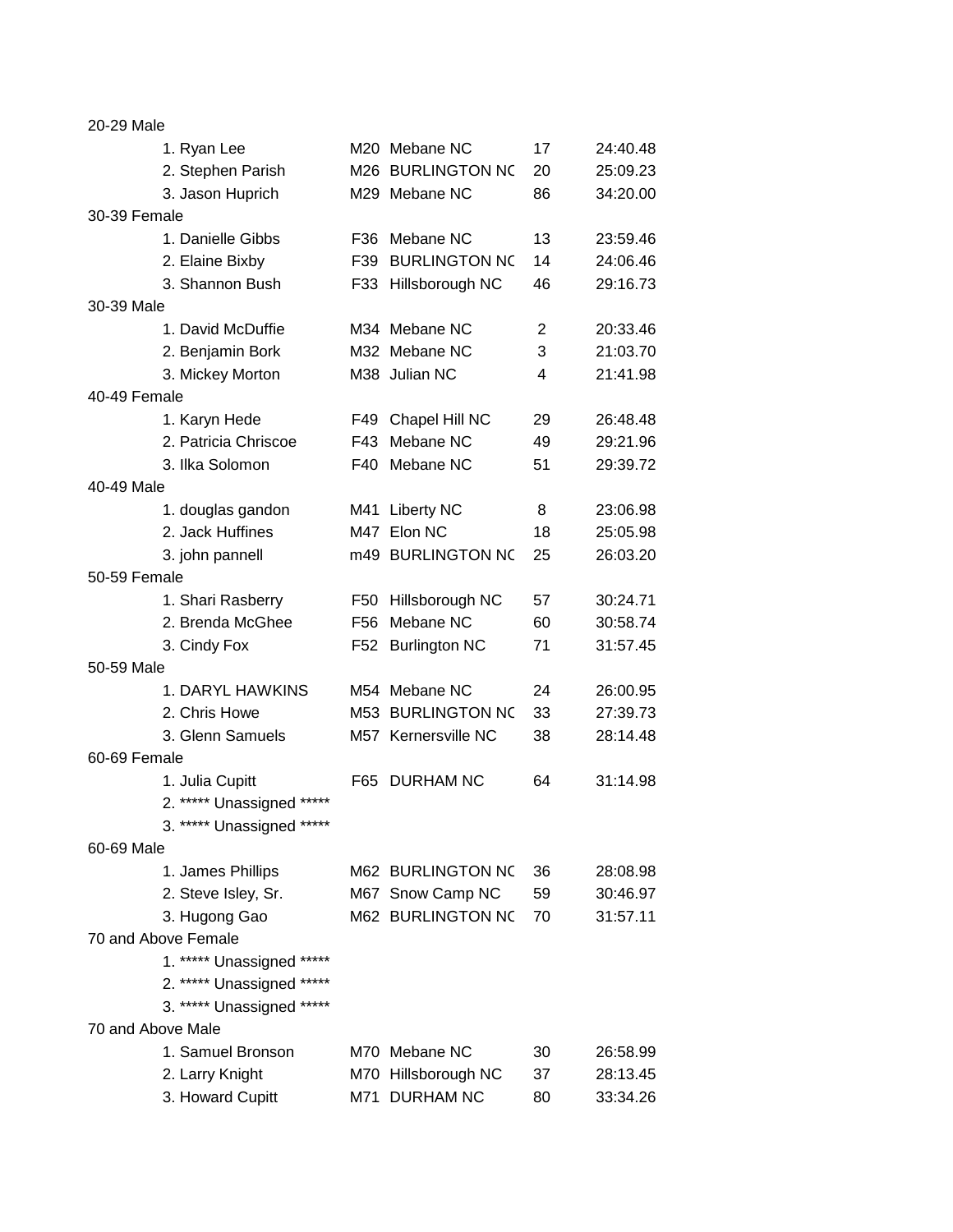20-29 Male

| | | | | |
|---|---|---|---|---|
| 1. Ryan Lee | M20 | Mebane NC | 17 | 24:40.48 |
| 2. Stephen Parish | M26 | BURLINGTON NC | 20 | 25:09.23 |
| 3. Jason Huprich | M29 | Mebane NC | 86 | 34:20.00 |

30-39 Female

| | | | | |
|---|---|---|---|---|
| 1. Danielle Gibbs | F36 | Mebane NC | 13 | 23:59.46 |
| 2. Elaine Bixby | F39 | BURLINGTON NC | 14 | 24:06.46 |
| 3. Shannon Bush | F33 | Hillsborough NC | 46 | 29:16.73 |

30-39 Male

| | | | | |
|---|---|---|---|---|
| 1. David McDuffie | M34 | Mebane NC | 2 | 20:33.46 |
| 2. Benjamin Bork | M32 | Mebane NC | 3 | 21:03.70 |
| 3. Mickey Morton | M38 | Julian NC | 4 | 21:41.98 |

40-49 Female

| | | | | |
|---|---|---|---|---|
| 1. Karyn Hede | F49 | Chapel Hill NC | 29 | 26:48.48 |
| 2. Patricia Chriscoe | F43 | Mebane NC | 49 | 29:21.96 |
| 3. Ilka Solomon | F40 | Mebane NC | 51 | 29:39.72 |

40-49 Male

| | | | | |
|---|---|---|---|---|
| 1. douglas gandon | M41 | Liberty NC | 8 | 23:06.98 |
| 2. Jack Huffines | M47 | Elon NC | 18 | 25:05.98 |
| 3. john pannell | m49 | BURLINGTON NC | 25 | 26:03.20 |

50-59 Female

| | | | | |
|---|---|---|---|---|
| 1. Shari Rasberry | F50 | Hillsborough NC | 57 | 30:24.71 |
| 2. Brenda McGhee | F56 | Mebane NC | 60 | 30:58.74 |
| 3. Cindy Fox | F52 | Burlington NC | 71 | 31:57.45 |

50-59 Male

| | | | | |
|---|---|---|---|---|
| 1. DARYL HAWKINS | M54 | Mebane NC | 24 | 26:00.95 |
| 2. Chris Howe | M53 | BURLINGTON NC | 33 | 27:39.73 |
| 3. Glenn Samuels | M57 | Kernersville NC | 38 | 28:14.48 |

60-69 Female

| | | | | |
|---|---|---|---|---|
| 1. Julia Cupitt | F65 | DURHAM NC | 64 | 31:14.98 |
| 2. ***** Unassigned ***** | | | | |
| 3. ***** Unassigned ***** | | | | |

60-69 Male

| | | | | |
|---|---|---|---|---|
| 1. James Phillips | M62 | BURLINGTON NC | 36 | 28:08.98 |
| 2. Steve Isley, Sr. | M67 | Snow Camp NC | 59 | 30:46.97 |
| 3. Hugong Gao | M62 | BURLINGTON NC | 70 | 31:57.11 |

70 and Above Female

| | | | | |
|---|---|---|---|---|
| 1. ***** Unassigned ***** | | | | |
| 2. ***** Unassigned ***** | | | | |
| 3. ***** Unassigned ***** | | | | |

70 and Above Male

| | | | | |
|---|---|---|---|---|
| 1. Samuel Bronson | M70 | Mebane NC | 30 | 26:58.99 |
| 2. Larry Knight | M70 | Hillsborough NC | 37 | 28:13.45 |
| 3. Howard Cupitt | M71 | DURHAM NC | 80 | 33:34.26 |